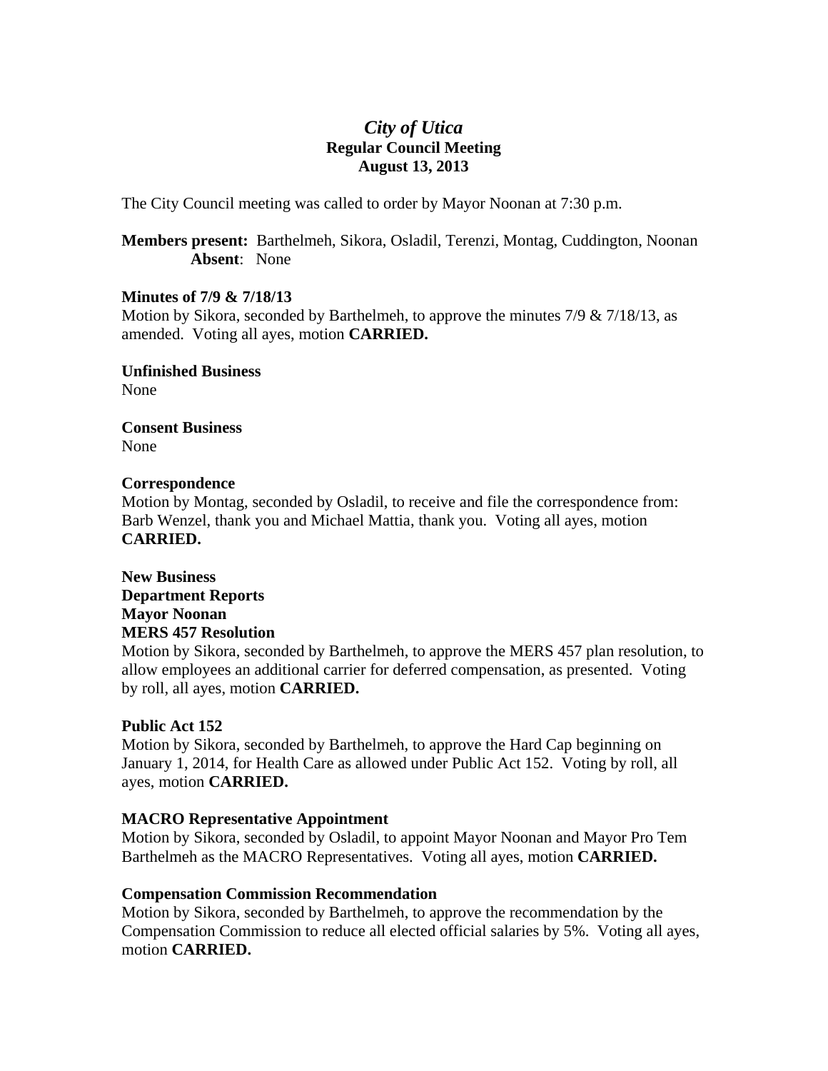# *City of Utica*

## Regular Council Meeting

## August 13, 2013

The City Council meeting was called to order by Mayor Noonan at 7:30 p.m.

**Members present:** Barthelmeh, Sikora, Osladil, Terenzi, Montag, Cuddington, Noonan
**Absent**: None

**Minutes of 7/9 & 7/18/13**
Motion by Sikora, seconded by Barthelmeh, to approve the minutes 7/9 & 7/18/13, as amended. Voting all ayes, motion **CARRIED.**

**Unfinished Business**
None

**Consent Business**
None

**Correspondence**
Motion by Montag, seconded by Osladil, to receive and file the correspondence from: Barb Wenzel, thank you and Michael Mattia, thank you. Voting all ayes, motion **CARRIED.**

**New Business**
**Department Reports**
**Mayor Noonan**
**MERS 457 Resolution**
Motion by Sikora, seconded by Barthelmeh, to approve the MERS 457 plan resolution, to allow employees an additional carrier for deferred compensation, as presented. Voting by roll, all ayes, motion **CARRIED.**

**Public Act 152**
Motion by Sikora, seconded by Barthelmeh, to approve the Hard Cap beginning on January 1, 2014, for Health Care as allowed under Public Act 152. Voting by roll, all ayes, motion **CARRIED.**

**MACRO Representative Appointment**
Motion by Sikora, seconded by Osladil, to appoint Mayor Noonan and Mayor Pro Tem Barthelmeh as the MACRO Representatives. Voting all ayes, motion **CARRIED.**

**Compensation Commission Recommendation**
Motion by Sikora, seconded by Barthelmeh, to approve the recommendation by the Compensation Commission to reduce all elected official salaries by 5%. Voting all ayes, motion **CARRIED.**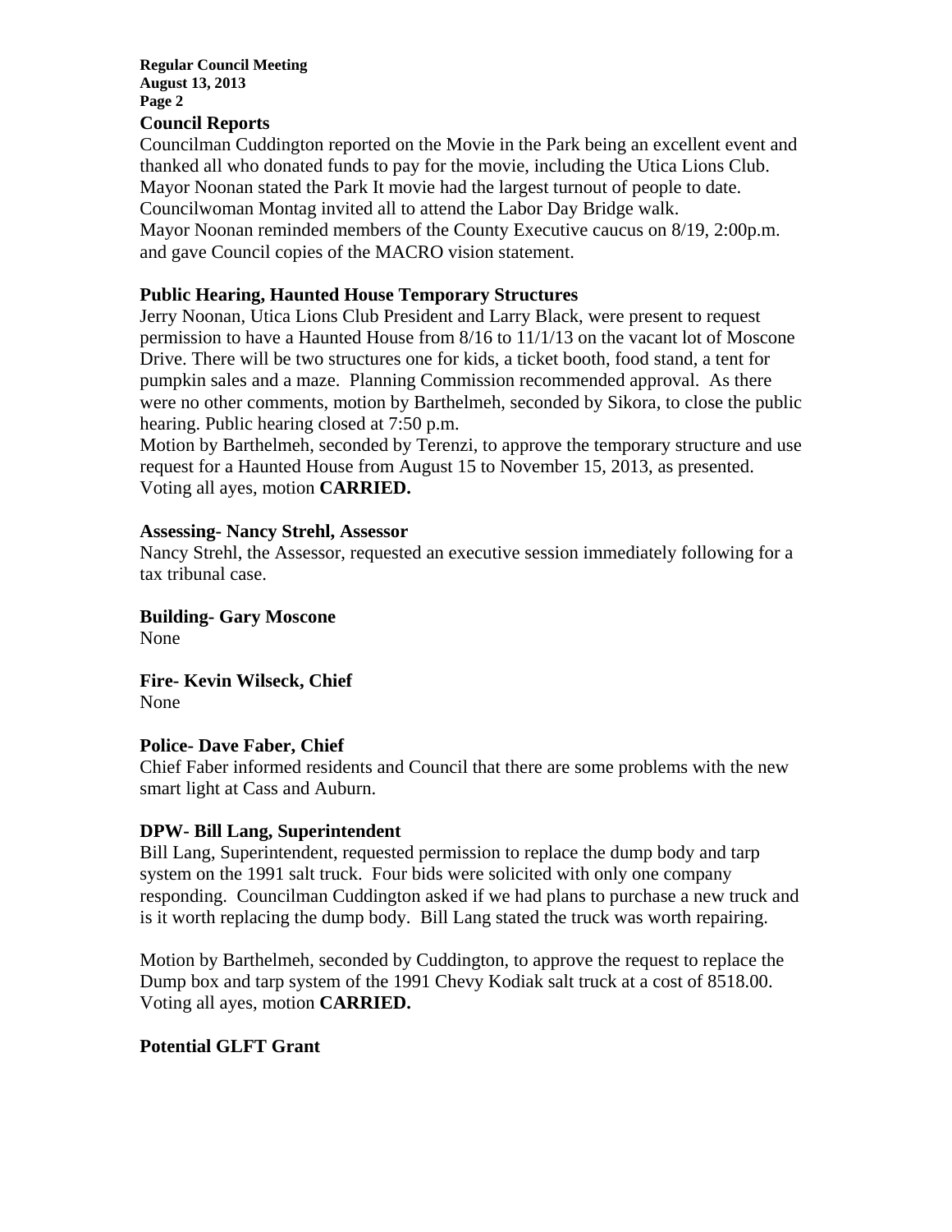**Council Reports**

Councilman Cuddington reported on the Movie in the Park being an excellent event and thanked all who donated funds to pay for the movie, including the Utica Lions Club.
Mayor Noonan stated the Park It movie had the largest turnout of people to date.
Councilwoman Montag invited all to attend the Labor Day Bridge walk.
Mayor Noonan reminded members of the County Executive caucus on 8/19, 2:00p.m. and gave Council copies of the MACRO vision statement.

**Public Hearing, Haunted House Temporary Structures**

Jerry Noonan, Utica Lions Club President and Larry Black, were present to request permission to have a Haunted House from 8/16 to 11/1/13 on the vacant lot of Moscone Drive. There will be two structures one for kids, a ticket booth, food stand, a tent for pumpkin sales and a maze. Planning Commission recommended approval. As there were no other comments, motion by Barthelmeh, seconded by Sikora, to close the public hearing. Public hearing closed at 7:50 p.m.
Motion by Barthelmeh, seconded by Terenzi, to approve the temporary structure and use request for a Haunted House from August 15 to November 15, 2013, as presented. Voting all ayes, motion **CARRIED.**

**Assessing- Nancy Strehl, Assessor**

Nancy Strehl, the Assessor, requested an executive session immediately following for a tax tribunal case.

**Building- Gary Moscone**

None

**Fire- Kevin Wilseck, Chief**

None

**Police- Dave Faber, Chief**

Chief Faber informed residents and Council that there are some problems with the new smart light at Cass and Auburn.

**DPW- Bill Lang, Superintendent**

Bill Lang, Superintendent, requested permission to replace the dump body and tarp system on the 1991 salt truck. Four bids were solicited with only one company responding. Councilman Cuddington asked if we had plans to purchase a new truck and is it worth replacing the dump body. Bill Lang stated the truck was worth repairing.

Motion by Barthelmeh, seconded by Cuddington, to approve the request to replace the Dump box and tarp system of the 1991 Chevy Kodiak salt truck at a cost of 8518.00. Voting all ayes, motion **CARRIED.**

**Potential GLFT Grant**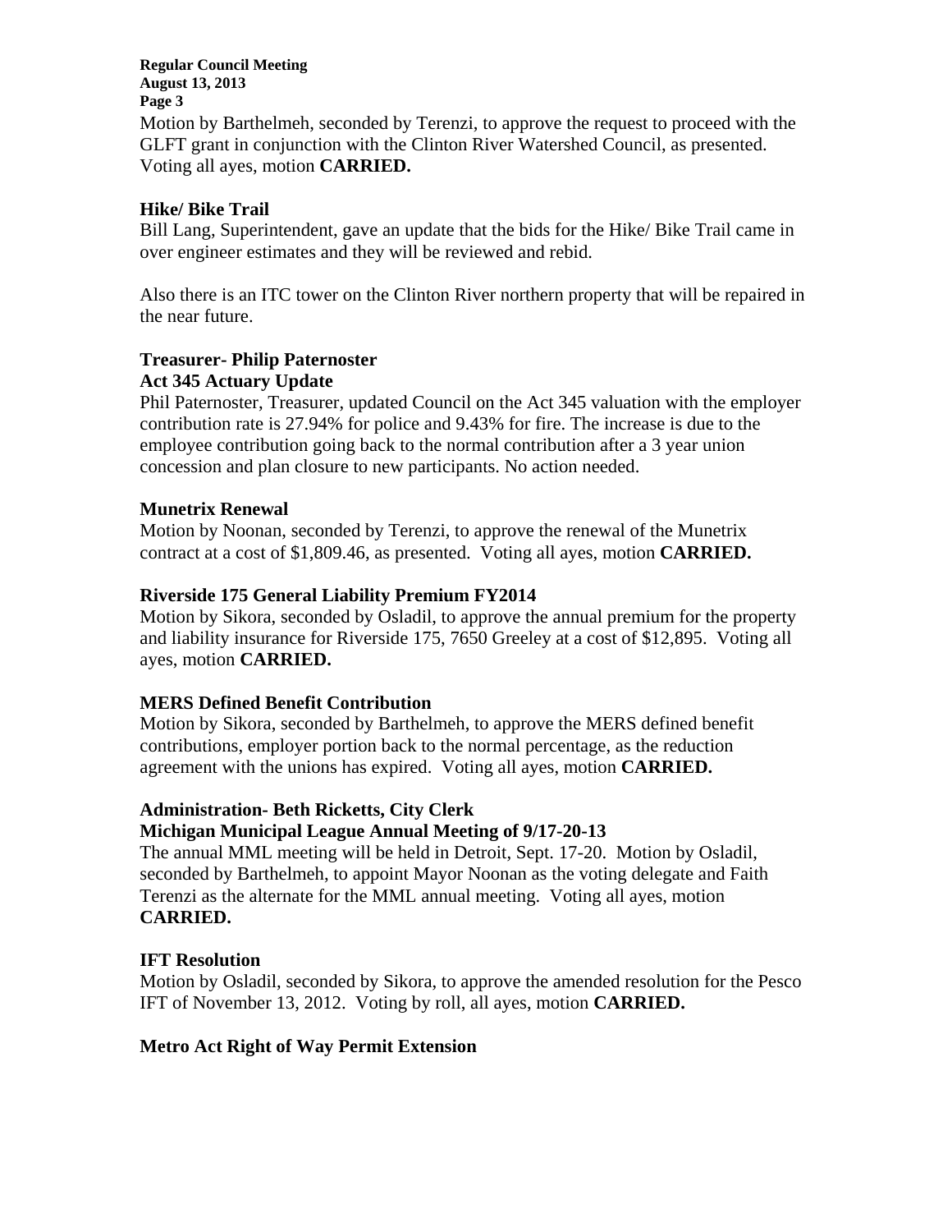Motion by Barthelmeh, seconded by Terenzi, to approve the request to proceed with the GLFT grant in conjunction with the Clinton River Watershed Council, as presented. Voting all ayes, motion **CARRIED.**

**Hike/ Bike Trail**

Bill Lang, Superintendent, gave an update that the bids for the Hike/ Bike Trail came in over engineer estimates and they will be reviewed and rebid.

Also there is an ITC tower on the Clinton River northern property that will be repaired in the near future.

**Treasurer- Philip Paternoster**

**Act 345 Actuary Update**

Phil Paternoster, Treasurer, updated Council on the Act 345 valuation with the employer contribution rate is 27.94% for police and 9.43% for fire. The increase is due to the employee contribution going back to the normal contribution after a 3 year union concession and plan closure to new participants. No action needed.

**Munetrix Renewal**

Motion by Noonan, seconded by Terenzi, to approve the renewal of the Munetrix contract at a cost of $1,809.46, as presented. Voting all ayes, motion **CARRIED.**

**Riverside 175 General Liability Premium FY2014**

Motion by Sikora, seconded by Osladil, to approve the annual premium for the property and liability insurance for Riverside 175, 7650 Greeley at a cost of $12,895. Voting all ayes, motion **CARRIED.**

**MERS Defined Benefit Contribution**

Motion by Sikora, seconded by Barthelmeh, to approve the MERS defined benefit contributions, employer portion back to the normal percentage, as the reduction agreement with the unions has expired. Voting all ayes, motion **CARRIED.**

**Administration- Beth Ricketts, City Clerk**

**Michigan Municipal League Annual Meeting of 9/17-20-13**

The annual MML meeting will be held in Detroit, Sept. 17-20. Motion by Osladil, seconded by Barthelmeh, to appoint Mayor Noonan as the voting delegate and Faith Terenzi as the alternate for the MML annual meeting. Voting all ayes, motion **CARRIED.**

**IFT Resolution**

Motion by Osladil, seconded by Sikora, to approve the amended resolution for the Pesco IFT of November 13, 2012. Voting by roll, all ayes, motion **CARRIED.**

**Metro Act Right of Way Permit Extension**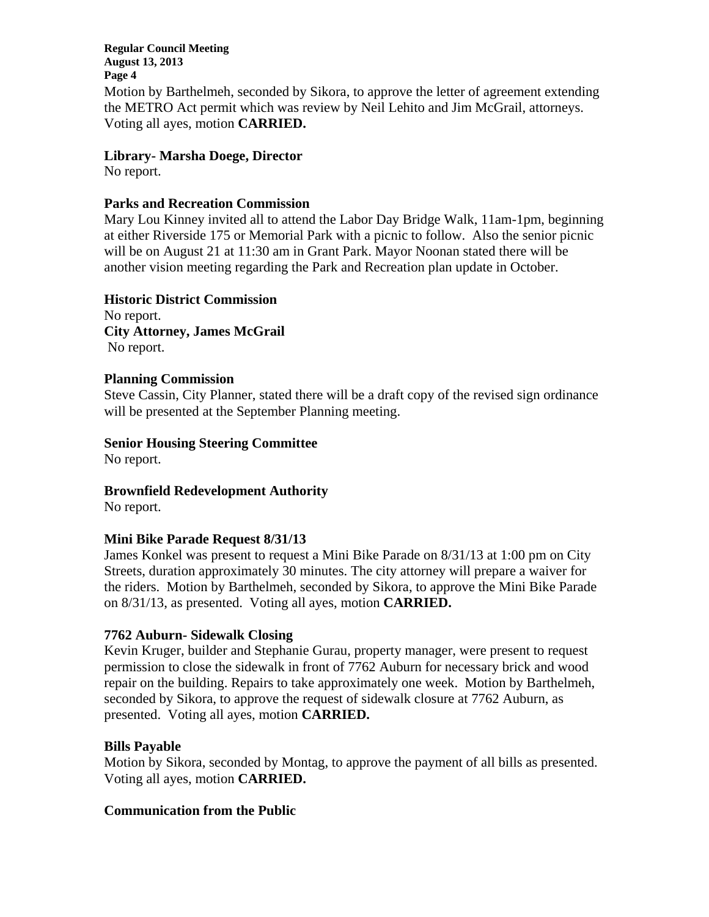Motion by Barthelmeh, seconded by Sikora, to approve the letter of agreement extending the METRO Act permit which was review by Neil Lehito and Jim McGrail, attorneys. Voting all ayes, motion **CARRIED.**

**Library- Marsha Doege, Director**

No report.

**Parks and Recreation Commission**

Mary Lou Kinney invited all to attend the Labor Day Bridge Walk, 11am-1pm, beginning at either Riverside 175 or Memorial Park with a picnic to follow. Also the senior picnic will be on August 21 at 11:30 am in Grant Park. Mayor Noonan stated there will be another vision meeting regarding the Park and Recreation plan update in October.

**Historic District Commission**

No report.

**City Attorney, James McGrail**

No report.

**Planning Commission**

Steve Cassin, City Planner, stated there will be a draft copy of the revised sign ordinance will be presented at the September Planning meeting.

**Senior Housing Steering Committee**

No report.

**Brownfield Redevelopment Authority**

No report.

**Mini Bike Parade Request 8/31/13**

James Konkel was present to request a Mini Bike Parade on 8/31/13 at 1:00 pm on City Streets, duration approximately 30 minutes. The city attorney will prepare a waiver for the riders. Motion by Barthelmeh, seconded by Sikora, to approve the Mini Bike Parade on 8/31/13, as presented. Voting all ayes, motion **CARRIED.**

**7762 Auburn- Sidewalk Closing**

Kevin Kruger, builder and Stephanie Gurau, property manager, were present to request permission to close the sidewalk in front of 7762 Auburn for necessary brick and wood repair on the building. Repairs to take approximately one week. Motion by Barthelmeh, seconded by Sikora, to approve the request of sidewalk closure at 7762 Auburn, as presented. Voting all ayes, motion **CARRIED.**

**Bills Payable**

Motion by Sikora, seconded by Montag, to approve the payment of all bills as presented. Voting all ayes, motion **CARRIED.**

**Communication from the Public**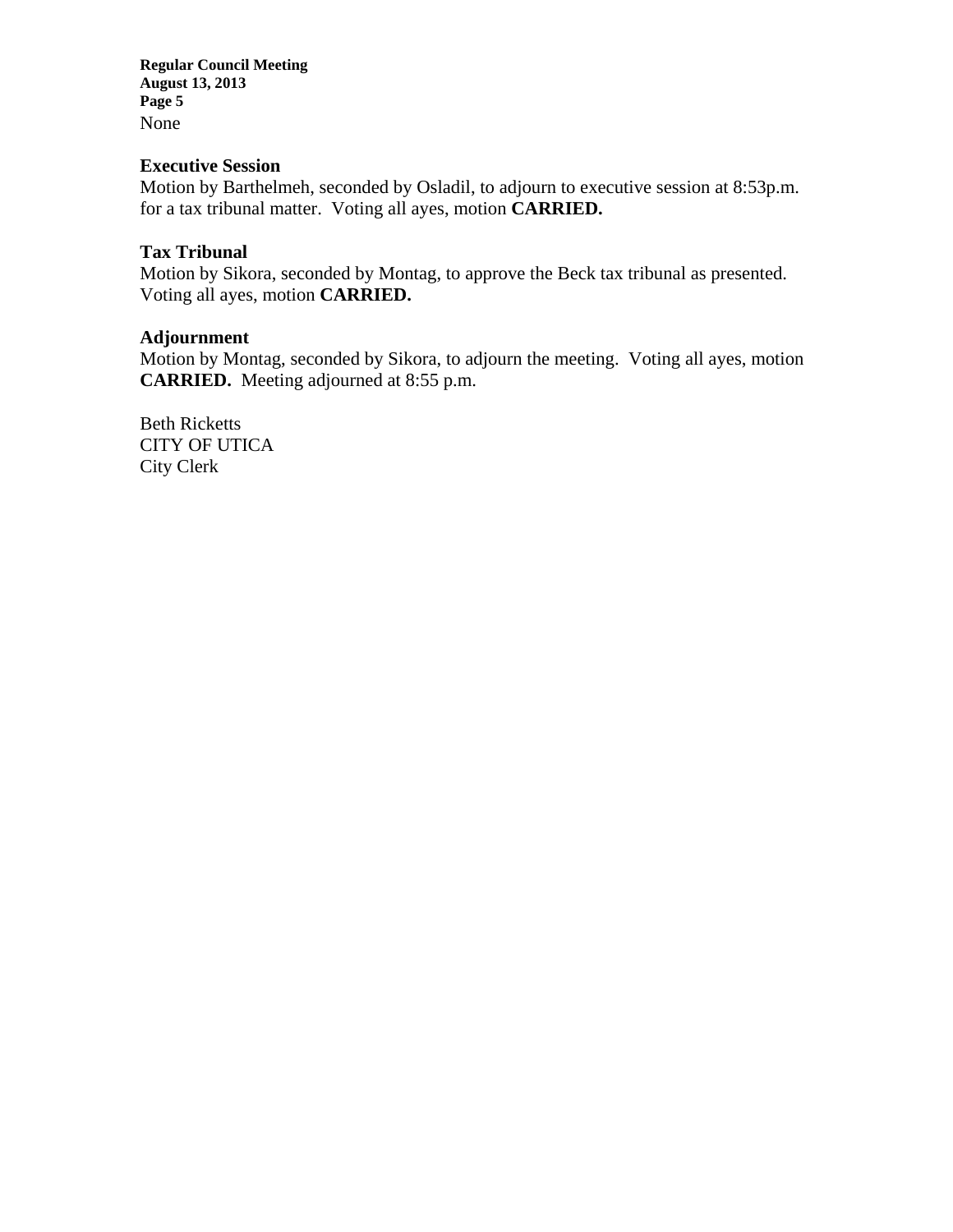None

**Executive Session**

Motion by Barthelmeh, seconded by Osladil, to adjourn to executive session at 8:53p.m. for a tax tribunal matter. Voting all ayes, motion **CARRIED.**

**Tax Tribunal**

Motion by Sikora, seconded by Montag, to approve the Beck tax tribunal as presented. Voting all ayes, motion **CARRIED.**

**Adjournment**

Motion by Montag, seconded by Sikora, to adjourn the meeting. Voting all ayes, motion **CARRIED.** Meeting adjourned at 8:55 p.m.

Beth Ricketts
CITY OF UTICA
City Clerk